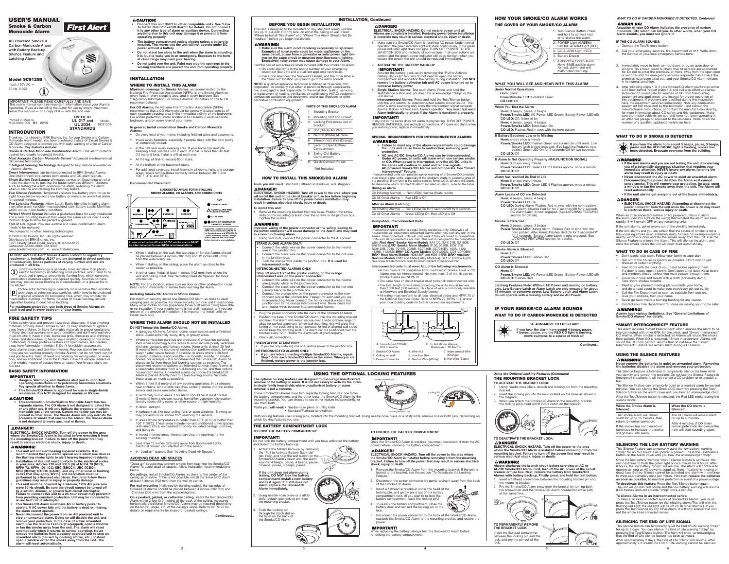# USER'S MANUAL

## Smoke & Carbon Monoxide Alarm

**First Alert®**

**AC Powered Smoke & Carbon Monoxide Alarm with Battery Back-up, Silence Feature and Latching Alarm**

### Model SC9120B

Input: 120V AC ~ 60 Hz, 0.09A

**IMPORTANT! PLEASE READ CAREFULLY AND SAVE**
This user's manual contains important information about your Alarm's operation. If you are installing the Alarm for use by others, you must leave this manual — or a copy of it — with the end user.

Printed in Mexico
M08-0994-008 **K1** 09/09

LISTED TO **UL 217 and UL 2034 STANDARDS**

Model SC9120B

## INTRODUCTION

Thank you for choosing BRK Brands, Inc. for your Smoke and Carbon Monoxide Alarm needs. You have purchased a state-of-the-art Smoke & CO Alarm designed to provide you with early warning of a fire or Carbon Monoxide. *Key features include:*

*Smoke & Carbon Monoxide Combination Alarm.* One alarm protects against two deadly household threats.

*Most Accurate Carbon Monoxide Sensor\** Advanced electrochemical CO sensor technology.

*Intelligent Sensing Technology* designed to help reduce unwanted or nuisance alarms.

*Smart Interconnect* can be interconnected to BRK Smoke Alarms. One interconnect wire carries both smoke and CO alarm signals.

*Single Button Test/Silence* eliminates confusion. Depending on what mode the alarm is in, pushing the button provides different functions such as testing the alarm, silencing the alarm, re-testing the alarm when in silence and clearing the Latching feature.

*Two Silence Features.* Temporarily silence low battery chirp for up to eight hours before replacing low battery or silence an unwanted alarm for several minutes.

*Two Latching Features.* Alarm Latch: Easily identifies initiating alarm even after alarm condition has subsided. Low Battery Latch: Identifies which unit is in low battery condition.

*Perfect Mount System* includes a gasketless base for easy installation and a new mounting bracket that keeps the alarm secure over a wide rotation range to allow for perfect alignment.

*End of Life Signal.* Provides audible and visual confirmation alarm needs to be replaced.

\*As compared to other sensing technologies.

© 2009 BRK Brands, Inc. All rights reserved.
Distributed by BRK Brands, Inc.
3901 Liberty Street Road, Aurora, IL 60504-8122
Consumer Affairs: (800) 323-9005
www.brkelectronics.com • www.firstalert.com

**All BRK® and First Alert® Smoke Alarms conform to regulatory requirements, including UL217 and are designed to detect particles of combustion. Smoke particles of varying number and size are produced in all fires.**

Ionization technology is generally more sensitive than photo-electric technology at detecting small particles, which tend to be produced in greater amounts by flaming fires, which consume combustible materials rapidly and spread quickly. Sources of these fires may include paper burning in a wastebasket, or a grease fire in the kitchen.

Photoelectric technology is generally more sensitive than ionization technology at detecting large particles, which tend to be produced in greater amounts by smoldering fires, which may smolder for hours before bursting into flame. Sources of these fires may include cigarettes burning in couches or bedding.

**For maximum protection, use both types of Smoke Alarms on each level and in every bedroom of your home.**

## FIRE SAFETY TIPS

Follow safety rules and prevent hazardous situations: 1) Use smoking materials properly. Never smoke in bed. 2) Keep matches or lighters away from children; 3) Store flammable materials in proper containers; 4) Keep electrical appliances in good condition and don't overload electrical circuits; 5) Keep stoves, barbecue grills, fireplaces and chimneys grease- and debris-free; 6) Never leave anything cooking on the stove unattended; 7) Keep portable heaters and open flames, like candles, away from flammable materials; 8) Don't let rubbish accumulate.

Keep alarms clean, and test them weekly. Replace alarms immediately if they are not working properly. Smoke Alarms that do not work cannot alert you to a fire. Keep at least one working fire extinguisher on every floor, and an additional one in the kitchen. Have fire escape ladders or other reliable means of escape from an upper floor in case stairs are blocked.

### BASIC SAFETY INFORMATION

**IMPORTANT!**

- **Dangers, Warnings, and Cautions alert you to important operating instructions or to potentially hazardous situations. Pay special attention to these items.**
- **This Smoke/CO Alarm is approved for use in single-family residences. It is NOT designed for marine or RV use.**

**⚠CAUTION!**

- **This combination Smoke/Carbon Monoxide Alarm has two separate alarms. The Smoke Alarm is not designed to detect fire or any other gas. It will only indicate the presence of carbon monoxide gas at the sensor. Carbon monoxide gas may be present in other areas. The Smoke Alarm will only indicate the presence of smoke that reaches the sensor. The Smoke Alarm is not designed to sense gas, heat or flames.**

**⚠DANGER!**

**ELECTRICAL SHOCK HAZARD. Turn off the power to the area where the Smoke/CO Alarm is installed before removing it from the mounting bracket. Failure to turn off the power first may result in serious electrical shock, injury or death.**

**⚠WARNING!**

- **This unit will not alert hearing impaired residents. It is recommended that you install special units which use devices like flashing strobe lights to alert hearing impaired residents.**
- **Installation of this unit must conform to the electrical codes in your area; Articles 210 and 300.3 (B) of NFPA 70 (NEC), NFPA 72, NFPA 101; ICC; SBC (SBCCI); UBC (ICBO); NBC (BOCA); OTFDC (CABO), and any other local or building codes that may apply. Wiring and installation must be performed by a licensed electrician. Failure to follow these guidelines may result in injury or property damage.**
- **This unit must be powered by a 24-hour, 120V AC pure sine wave 60 Hz circuit. Be sure the circuit cannot be turned off by a switch, dimmer, or ground fault circuit interrupter. Failure to connect this unit to a 24-hour circuit may prevent it from providing constant protection. Unit may be connected to an arc fault circuit interrupter.**
- **This Smoke/CO Alarm must have AC or battery power to operate. If AC power fails and the battery is dead or missing, the alarm cannot operate.**
- **Never disconnect the power from an AC powered unit to stop an unwanted alarm. Doing so will disable the unit and remove your protection. In the case of a true unwanted alarm, use the Silence Feature (if equipped), open a window or fan the smoke away from the unit. The unit will reset automatically when it returns to normal operation. Never remove the batteries from a battery operated unit to stop an unwanted alarm (caused by cooking smoke, etc.). Instead open a window or fan the smoke away from the unit. The alarm will reset automatically.**

**⚠CAUTION!**

- **Connect this unit ONLY to other compatible units. See "How To Install This Smoke/CO Alarm" for details. Do not connect it to any other type of alarm or auxiliary device. Connecting anything else to this unit may damage it or prevent it from operating properly.**
- **The battery compartment resists closing unless a battery is installed. This warns you the unit will not operate under DC power without a battery.**
- **Do not stand too close to the unit when the alarm is sounding. It is loud to wake you in an emergency. Exposure to the horn at close range may harm your hearing.**
- **Do not paint over the unit. Paint may clog the openings to the sensing chambers and prevent the unit from operating properly.**

## INSTALLATION

### WHERE TO INSTALL THIS ALARM

**Minimum coverage for Smoke Alarms**, as recommended by the National Fire Protection Association (NFPA), is one Smoke Alarm on every floor, in every sleeping area, and in every bedroom (See "Regulatory Information For Smoke Alarms" for details on the NFPA recommendations).

**For CO Alarms,** the National Fire Protection Association (NFPA) recommends that a CO Alarm should be centrally located outside of each separate sleeping area in the immediate vicinity of the bedrooms. For added protection, install additional CO Alarms in each separate bedroom, and on every level of your home.

**In general, install combination Smoke and Carbon Monoxide Alarms:**

- On every level of your home, including finished attics and basements.
- Inside every bedroom, especially if people sleep with the door partly or completely closed.
- In the hall near every sleeping area. If your home has multiple sleeping areas, install a unit in each. If a hall is more than 40 feet (12 meters) long, install a unit at each end.
- At the top of first-to-second floor stairs.
- At the bottom of the basement stairs.
- For additional coverage, install Alarms in all rooms, halls, and storage areas, where temperatures normally remain between 40° F and 100° F (4° C and 38° C).

**Recommended Placement**

**SUGGESTED AREAS FOR INSTALLING SMOKE ALARMS, CO ALARMS, AND COMBO UNITS**

KEY: SMOKE ALARMS; SMOKE ALARM WITH SILENCE FEATURE; CO ALARMS; BOTH, OR COMBINATION SMOKE/CO ALARMS

Suggested locations are based on NFPA recommendations (NFPA 72 for Smoke Alarms and NFPA 720 for Carbon Monoxide Alarms). Always consult local codes and ordinances before beginning any installation.

**In new construction AC and AC/DC smoke alarms MUST be interconnected to meet NFPA recommendations.**

- When installing on the wall, the top edge of Smoke Alarms should be placed between 4 inches (102 mm) and 12 inches (305 mm) from the wall/ceiling line.
- When installing on the ceiling, place the alarm as close to the center as possible.
- In either case, install at least 4 inches (102 mm) from where the wall and ceiling meet. See "Avoiding Dead Air Spaces" for more information.

**NOTE:** For any location, make sure no door or other obstruction could keep carbon monoxide or smoke from reaching the Alarm.

*Installing Smoke/CO Alarms in Mobile Homes*

For minimum security install one Smoke/CO Alarm as close to each sleeping area as possible. For more security, put one unit in each room. Many older mobile homes (especially those built before 1978) have little or no insulation. If your mobile home is not well insulated, or if you are unsure of the amount of insulation, it is important to install units on inside walls only.

### WHERE THIS ALARM SHOULD NOT BE INSTALLED

**Do NOT locate this Smoke/CO Alarm:**

- In garages, kitchens, furnace rooms, crawl spaces and unfinished attics. Avoid extremely dusty, dirty or greasy areas.
- Where combustion particles are produced. Combustion particles form when something burns. Areas to avoid include poorly ventilated kitchens, garages, and furnace rooms. Keep units at least 20 feet (6 meters) from the sources of combustion particles (stove, furnace, water heater, space heater) if possible. In areas where a 20-foot (6 meter) distance is not possible – in modular, mobile, or smaller homes, for example – it is recommended the Smoke/CO Alarm be placed as far from these fuel-burning sources as possible. The placement recommendations are intended to keep these Alarms at a reasonable distance from a fuel-burning source, and thus reduce "unwanted" alarms. Unwanted alarms can occur if a Smoke/CO Alarm is placed directly next to a fuel-burning source. Ventilate these areas as much as possible.
- Within 5 feet (1.5 meters) of any cooking appliance. In air streams near kitchens. Air currents can draw cooking smoke into the smoke sensor and cause unwanted alarms.
- In extremely humid areas. This Alarm should be at least 10 feet (3 meters) from a shower, sauna, humidifier, vaporizer, dishwasher, laundry room, utility room, or other source of high humidity.
- In direct sunlight.
- In turbulent air, like near ceiling fans or open windows. Blowing air may prevent CO or smoke from reaching the sensors.
- In areas where temperature is colder than 40° F (4° C) or hotter than 100° F (38°C). These areas include non-airconditioned crawl spaces, unfinished attics, uninsulated or poorly insulated ceilings, porches, and garages.
- In insect infested areas. Insects can clog the openings to the sensing chamber.
- Less than 12 inches (305 mm) away from fluorescent lights. Electrical "noise" can interfere with the sensor.
- In "dead air" spaces. See "Avoiding Dead Air Spaces".

### AVOIDING DEAD AIR SPACES

"Dead air" spaces may prevent smoke from reaching the Smoke/CO Alarm. To avoid dead air spaces, follow installation recommendations below.

**On ceilings,** install Smoke/CO Alarms as close to the center of the ceiling as possible. If this is not possible, install the Smoke/CO Alarm at least 4 inches (102 mm) from the wall or corner.

**For wall mounting** (if allowed by building codes), the top edge of Smoke/CO Alarms should be placed between 4 inches (102 mm) and 12 inches (305 mm) from the wall/ceiling line.

**On a peaked, gabled, or cathedral ceiling,** install the first Smoke/CO Alarm within 3 feet (0.9 meters) of the peak of the ceiling, measured horizontally. Additional Smoke/CO Alarms may be required depending on the length, angle, etc. of the ceiling's slope. Refer to NFPA 72 for details on requirements for sloped or peaked ceilings.

*Continued...*

## INSTALLATION, Continued

### BEFORE YOU BEGIN INSTALLATION

This unit is designed to be mounted on any standard wiring junction box up to a 4-inch (10 cm) size, on either the ceiling or wall. Read "Where to Install This Alarm" and "Where This Alarm Should Not Be Installed" before you begin installation.

**⚠WARNING!**

- **Make sure the alarm is not receiving excessively noisy power. Examples of noisy power could be major appliances on the same circuit, power from a generator or solar power, light dimmer on the same circuit or mounted near fluorescent lighting. Excessively noisy power may cause damage to your Alarm.**

Find the pair of self-adhesive labels included with this Smoke/CO Alarm.

- On each label write in the phone number of your emergency responder (like 911) and a qualified appliance technician.
- Place one label near the Smoke/CO Alarm, and the other label in the "fresh air" location you plan to go if the alarm sounds.

**NOTE:** A qualified appliance technician is defined as "a person, firm, corporation, or company that either in person or through a representative, is engaged in and responsible for the installation, testing, servicing, or replacement of heating, ventilation, air conditioning (HVAC) equipment, combustion appliances and equipment, and/or gas fireplaces or other decorative combustion equipment."

**PARTS OF THIS SMOKE/CO ALARM**

| | |
|---|---|
| 1 | Mounting Bracket |
| 2 | Mounting Slot and Screw\* |
| 3 | Locking Pins (break out of bracket) |
| 4 | Hot (Black) AC Wire |
| 5 | Neutral (White) AC Wire |
| 6 | Interconnect Wire (Orange) |
| 7 | Lever to Open Battery Compartment |
| 8 | Swing-Out Battery Compartment |
| 9 | Quick-Connect Power |
| | \*Not Included |

### HOW TO INSTALL THIS SMOKE/CO ALARM

**Tools you will need:** Standard Flathead screwdriver, wire strippers.

**⚠DANGER!**

**ELECTRICAL SHOCK HAZARD. Turn off power to the area where you will install this unit at the circuit breaker or fuse box before beginning installation. Failure to turn off the power before installation may result in serious electrical shock, injury or death.**

**To install this unit:**

1. Remove the mounting bracket from the base. Position the screw slots on the mounting bracket over the screws in the junction box. Tighten the screws.

**⚠WARNING!**

**Improper wiring of the power connector or the wiring leading to the power connector will cause damage to the Alarm and may lead to a non-functioning Alarm.**

2. Using wire nuts, connect the power connector to the AC power.

**STAND ALONE ALARM ONLY:**

- Connect the white wire on the power connector to the neutral wire in the junction box.
- Connect the black wire on the power connector to the hot wire in the junction box.
- Tuck the orange wire inside the junction box. **It is used for interconnect only.**

**INTERCONNECTED ALARMS ONLY:**

**Strip off about 1/2" of the plastic coating on the orange interconnect wire on the power connector.**

- Connect the white wire on the power connector to the neutral wire (usually white) in the junction box.
- Connect the black wire on the power connector to the hot wire (usually black) in the junction box.
- Connect the orange wire on the power connector to the interconnect wire in the junction box. Repeat for each unit you are interconnecting. Never connect the hot or neutral wires in the junction box to the orange interconnect wire. Never cross hot and neutral wires between interconnected Alarms.

3. Plug the power connector into the back of the Smoke/CO Alarm.
4. Position the base of the Smoke/CO Alarm over the mounting bracket and turn. The Alarm will remain secure over a wide rotation range to allow for perfect alignment. When wall mounting, this will allow fine-tuning on the positioning to compensate for out of aligned wall studs and to keep the wording level. The Alarm can be positioned over the bracket every 120°. Rotate the Alarm until aligned properly.
5. Check all connections.

**STAND ALONE ALARM ONLY:**

- If you are only installing one unit, restore power to the junction box.

**INTERCONNECTED ALARMS ONLY:**

- **If you are interconnecting multiple Smoke/CO Alarms, repeat Step 1-5 for each Smoke/CO Alarm in the series. When you are finished, restore power to the junction box.**

**⚠DANGER!**

**ELECTRICAL SHOCK HAZARD. Do not restore power until all Alarms are completely installed. Restoring power before installation is complete may result in serious electrical shock, injury or death.**

6. Make sure the Smoke/CO Alarm is receiving AC power. Under normal operation, the green indicator light will shine continuously. If the green power indicator light does not light, TURN OFF POWER TO THE JUNCTION BOX and recheck all connections. If all connections are correct and the green power indicator still does not light when you restore the power, the unit should be replaced immediately.
7. **ACTIVATING THE BATTERY BACK-UP**

**IMPORTANT!**
Activate the battery back-up by removing the "Pull to Activate Battery Back-Up" tab. You do not need to open the battery compartment and reposition the battery during installation. **DO NOT remove the battery activation tab until AC power is turned on to conserve battery power.**

8. **Single Station Alarms:** Test each Alarm. Press and hold the Test/Silence button until you hear the acknowledge "chirp" or the unit alarms.

**Interconnected Alarms:** Press and hold the Test/Silence button until the unit alarms. All interconnected Alarms should sound. The other Alarms sounding only tests the interconnect signal technician, and consult the Alarms. It does not test each Alarm's operation. **You must test each Alarm individually to check if the Alarm is functioning properly.**

**IMPORTANT!**
If any unit in the series does not alarm during testing, TURN OFF POWER, REMOVE BATTERIES, and recheck connections. If it does not alarm when you restore power, replace it immediately.

### SPECIAL REQUIREMENTS FOR INTERCONNECTED ALARMS

**⚠WARNING!**

- **Failure to meet any of the above requirements could damage the units and cause them to malfunction, removing your protection.**
- **AC and AC/DC Smoke/CO Alarms can be interconnected. Under AC power, all units will alarm when one senses smoke or CO. When power is interrupted, only the AC/DC units in the series will continue to send and receive signals. AC powered Smoke/CO Alarms will not operate. See "Smart Interconnect" Feature.**

Interconnected units can provide earlier warning of a Smoke/CO problem than stand-alone units, especially if the problem starts in a remote area of the dwelling. If any unit in the series senses Smoke/CO, all units will alarm. To determine which Smoke/CO Alarm initiated an alarm, refer to the table.

**During an Alarm:**

| |
|---|
| On Initiating Alarm(s) – Red LED(s) flashes (flash) rapidly |
| On All Other Alarms – Red LED is Off |

**After an Alarm (Latching):**

| |
|---|
| On Initiating Alarm(s) – Red LED(s) On for 2 seconds/Off for 2 seconds |
| On All Other Alarms – Green LED(s) On, Red LED(s) is Off |

**Compatible Interconnected Units**

**IMPORTANT!**
Interconnect units within a single family residence only. Otherwise all households will experience unwanted alarms when you test any unit in the series. Interconnected units will only work if they are wired to compatible units and all requirements are met. This unit is designed to be compatible with: *First Alert®* **Smoke Alarm Models** SA4120, SA4121B, SA100B, SA520 and *BRK®* **Smoke Alarm Models** 9120, 9120B, SC6120B, SC9120B, 7010, 7010B, 7020B, SC7010B, SC7010BV, 100S, 4120, 4120B, 4120SB; *BRK®* **CO Alarm Models** CO5120BN, CO5120PDBN; *BRK®* **Heat Alarm Models** HD6135F and HD6135FB; *BRK®* **Auxiliary Devices Models** RM3 and RM4 (Relay Modules), SL177 (Strobe Light). See www.brkelectronics.com for most current interconnect list.

**Interconnected units must meet ALL of the following requirements:**

- A maximum of 18 compatible BRK Electronics® Smoke, Heat or CO Alarms may be interconnected. No more than 12 of the 18 can be Smoke Alarms per NFPA 72.
- The same fuse or circuit breaker must power all interconnected units.
- The total length of wire interconnecting the units should be less than 1000 feet (300 meters). This type of wire is commonly available at Hardware and Electrical Supply stores.
- All wiring must conform to all local electrical codes and NFPA 70 of the National Electrical Code. Refer to NFPA 72, NFPA 101, and/or your local building code for further connection requirements.

| | |
|---|---|
| A. Unswitched 120VAC 60 Hz source | B. To Additional Alarms, Maximum = 18 Alarms |
| 1. Smoke/CO Alarm | 4. Wire Nut |
| 2. Ceiling or Wall | 5. Junction Box |
| 3. Power Connector | 6. Neutral Wire (White) |
| 7. Interconnect Wire (Orange) | 8. Hot Wire (Black) |

## HOW YOUR SMOKE/CO ALARM WORKS

### THE COVER OF YOUR SMOKE/CO ALARM

| | |
|---|---|
| 1. | Test/Silence Button: Press and hold to activate test, or to silence the alarm. |
| 2. | POWER Light (GREEN)/ SMOKE ALARM Light (RED) |
| 3. | CO ALARM Light (RED) |
| 4. | Battery Drawer |
| 5. | (Behind the Cover) Alarm Horn: 85dB audible alarm for test, alarm, and unit malfunction warning. |

### WHAT YOU WILL SEE AND HEAR WITH THIS ALARM

**Under Normal Operations**
**Horn:** Silent
**Power/Smoke LED:** Constant Green
**CO LED:** Off

**When You Test the Alarm**
**Horn:** 3 beeps, pause, 3 beeps
**Power/Smoke LED:** AC Power (LED Green); Battery Power (LED off)
**CO LED:** Off, followed by
**Horn:** 4 beeps, pause, 4 beeps
**Power/Smoke LED:** Turns back On
**CO LED:** Flashes Red in sync with the horn pattern

**If Battery Becomes Low or is Missing**
**Horn:** chirps once a minute
**Power/Smoke LED:** Flashes Green once a minute until reset. Low Battery latch is now engaged. (See Latching Features note below.) Green LED On for 2 seconds/Off for two seconds.
**CO LED:** Off

**If Alarm is Not Operating Properly (MALFUNCTION SIGNAL)**
**Horn:** 3 chirps every minute
**Power/Smoke LED:** Green LED 3 Flashes approx. once a minute
**CO LED:** Off

**Alarm has reached its End of Life**
**Horn:** 5 chirps every minute
**Power/Smoke LED:** Green LED 5 Flashes approx. once a minute
**CO LED:** Off

**Alarm Levels of CO are Detected**
**Horn:** 4 beeps, pause, 4 beeps
**Power/Smoke LED:** On
**CO LED:** During Alarm: Flashes Red in sync with the horn pattern. After Alarm: Flashes Red On for 2 seconds/Off for 2 seconds. CO Alarm Latch is now engaged. (See LATCHING FEATURES section for details).

**Smoke is Detected**
**Horn:** 3 beeps, pause, 3 beeps
**Power/Smoke LED:** During Alarm: Flashes Red in sync with the horn pattern. After Alarm: Flashes Red On for 2 seconds/Off for 2 seconds. Smoke Alarm Latch is now engaged. (See LATCHING FEATURES section for details).
**CO LED:** Off

**Smoke Alarm is Silenced**
**Horn:** Off
**Power/Smoke LED:** Flashes Red
**CO LED:** Off

**CO Alarm is Silenced**
**Horn:** Off
**Power/Smoke LED:** AC Power (LED Green); Battery Power (LED off)
**CO LED:** Flashes Red

**Latching Features Note: Without AC Power and running on battery only, Low Battery Latch or Alarm Latch are only engaged for about 15 minutes to conserve power. Low Battery Latch and Alarm Latch do not operate with a missing battery and no AC Power.**

## IF YOUR SMOKE/CO ALARM SOUNDS

### WHAT TO DO IF CARBON MONOXIDE IS DETECTED

**"ALARM-MOVE TO FRESH AIR"**

**If you hear the alarm horn sound 4 beeps, pause, 4 beeps, pause, and the RED CO light is flashing, move everyone to a source of fresh air.**

*Continued...*

## USING THE OPTIONAL LOCKING FEATURES

**The optional locking features are designed to discourage unauthorized removal of the battery or alarm. It is not necessary to activate the locks in single-family households where unauthorized battery or alarm removal is not a concern.**

These Smoke/CO Alarms have two separate locking features: one locks the battery compartment, and the other locks the Smoke/CO Alarm to the mounting bracket. You can choose to use either feature independently, or use them both.

**Tools you will need:** • Needle-nose pliers or utility knife • Standard/Flathead screwdriver.

Battery Drawer Lock; Locking Pin; Mounting Bracket Lock

Both locking features use locking pins, molded into the mounting bracket. Using needle nose pliers or a utility knife, remove one or both pins, depending on which locking features you use.

### THE BATTERY COMPARTMENT LOCK

**TO LOCK THE BATTERY COMPARTMENT:**

**IMPORTANT!**
Do not lock the battery compartment until you have activated the battery and tested the battery back-up.

1. Activate the battery back-up by removing the "Pull to Activate Battery Back-Up" tab. Push and hold the test button on the Smoke/CO Alarm's cover until alarm sounds: 4 beeps, pause, 4 beeps, pause, 3 beeps, pause, 3 beeps, pause.

**If the unit does not alarm during testing, DO NOT lock the battery compartment! Install a new battery and test again. If it still does not alarm, replace the Smoke/CO Alarm immediately.**

2. Using needle-nose pliers or a utility knife, detach one locking pin from the mounting bracket.
3. Push the locking pin through the black dot on the label on the back of the Smoke/CO Alarm.

**TO UNLOCK THE BATTERY COMPARTMENT:**

**IMPORTANT!**
Once the Smoke/CO Alarm is installed, you must disconnect it from the AC power before unlocking the battery compartment.

**⚠DANGER!**

**ELECTRICAL SHOCK HAZARD. Turn off the power to the area where the Smoke/CO Alarm is installed before removing it from the mounting bracket. Failure to turn off the power first may result in serious electrical shock, injury or death.**

1. Remove the Smoke/CO Alarm from the mounting bracket. If the unit is locked to the bracket, see the section "To Deactivate the Locking Feature."
2. Disconnect the power connector by gently prying it away from the back of the Smoke/CO Alarm.
3. Insert a flathead screwdriver under the head of the locking pin, and gently pry it out of the battery compartment lock. (If you plan to re-lock the battery compartment, save the locking pin.)
4. To re-lock the battery compartment, close the battery door and reinsert the locking pin in the lock.
5. Reconnect the power connector to the back of the Smoke/CO Alarm, reattach the Smoke/CO Alarm to the mounting bracket, and restore the power.

**IMPORTANT!**
When replacing the battery, always test the Smoke/CO Alarm before re-locking the battery compartment.

*Using the Optional Locking Features (Continued)*

### THE MOUNTING BRACKET LOCK

**TO ACTIVATE THE BRACKET LOCK:**

1. Using needle-nose pliers, detach one locking pin from the mounting bracket.
2. Insert the locking pin into the lock located on the base as shown in the diagram.
3. When you attach the Smoke/CO Alarm to the mounting bracket, the locking pin's head will fit into a notch on the bracket.

**TO DEACTIVATE THE BRACKET LOCK:**

**⚠DANGER!**

**ELECTRICAL SHOCK HAZARD. Turn off the power to the area where the Smoke/CO Alarm is installed before removing it from the mounting bracket. Failure to turn off the power first may result in serious electrical shock, injury or death.**

**⚠WARNING!**

**Always discharge the branch circuit before servicing an AC or AC/DC Smoke/CO Alarm. First, turn off the AC power at the circuit breaker or fuse box. Next, remove the battery from Smoke/CO Alarms with battery back-up. Finally, press and hold the test button.**

1. Insert a flathead screwdriver between the mounting bracket pin and the mounting bracket.
2. Pry the Smoke/CO Alarm away from the bracket by turning both the screwdriver and the Smoke/CO Alarm counterclockwise (left) at the same time.

**TO PERMANENTLY REMOVE THE BRACKET LOCK:**

Insert the flathead screwdriver between the locking pin and the lock, and pry the pin out of the lock.

*WHAT TO DO IF CARBON MONOXIDE IS DETECTED, Continued*

**⚠WARNING!**

**Actuation of your CO Alarm indicates the presence of carbon monoxide (CO) which can kill you. In other words, when your CO Alarm sounds, you must not ignore it!**

**IF THE CO ALARM SOUNDS:**

1. Operate the Test/Silence button.
2. Call your emergency services, fire department or 911. Write down the number of your local emergency service here: ____________
3. Immediately move to fresh air—outdoors or by an open door or window. Do a head count to check that all persons are accounted for. Do not re-enter the premises, or move away from the open door or window until the emergency services responder has arrived, the premises have been aired out, and your Smoke/CO Alarm remains in its normal condition.
4. After following steps 1-3, if your Smoke/CO Alarm reactivates within a 24-hour period, repeat steps 1-3 and call a qualified appliance technician to investigate for sources of CO from fuel-burning equipment and appliances, and inspect for proper operation of this equipment. If problems are identified during this inspection have the equipment serviced immediately. Note any combustion equipment not inspected by the technician, and consult the manufacturers' instructions, or contact the manufacturers directly, for more information about CO safety and this equipment. Make sure that motor vehicles are not, and have not, been operating in an attached garage or adjacent to the residence. Write down the number of a qualified appliance technician here: ____________

### WHAT TO DO IF SMOKE IS DETECTED

**If you hear the alarm horn sound 3 beeps, pause, 3 beeps, pause and the RED SMOKE light is flashing, smoke has been detected. Evacuate everyone from the building.**

**⚠WARNING!**

- **If the unit alarms and you are not testing the unit, it is warning you of a potentially dangerous situation that requires your immediate attention. NEVER ignore any alarm. Ignoring the alarm may result in injury or death.**
- **Never disconnect the AC power to quiet an unwanted alarm. Disconnecting the power disables the Alarm so it cannot sense smoke. This will remove your protection. Instead, open a window or fan the smoke away from the unit. The Alarm will reset automatically.**
- **If the unit alarms get everyone out of the house immediately.**

**⚠DANGER!**

- **ELECTRICAL SHOCK HAZARD: Attempting to disconnect the power connector from the unit when the power is on may result in electrical shock, serious injury or death.**

When an interconnected system of AC powered units is in alarm, the alarm indicator light on the unit(s) that initiated the alarm will blink rapidly. It will remain OFF on any remaining units.

If the unit alarms, get everyone out of the dwelling immediately.

If the unit alarms and you are certain that the source of smoke is not a fire—cooking smoke or an extremely dusty furnace, for example—open a nearby window or door and fan the smoke away from the unit. Use the Silence Feature to silence the Alarm. This will silence the alarm, and once the smoke clears the unit will reset automatically.

### WHAT TO DO IN CASE OF FIRE

- Don't panic; stay calm. Follow your family escape plan.
- Get out of the house as quickly as possible. Don't stop to get dressed or collect anything.
- Feel doors with the back of your hand before opening them. If a door is cool, open it slowly. Don't open a hot door. Keep doors and windows closed, unless you must escape through them.
- Cover your nose and mouth with a cloth (preferably damp). Take short, shallow breaths.
- Meet at your planned meeting place outside your home, and do a head count to make sure everybody got out safely.
- Call the Fire Department as soon as possible from outside. Give your address, then your name.
- Never go back inside a burning building for any reason.
- Contact your Fire Department for ideas on making your home safer.

**⚠WARNING!**

**Alarms have various limitations. See "General Limitations of Smoke/CO Alarms" for details.**

### "SMART INTERCONNECT" FEATURE

This Alarm includes "Smart Interconnect" which enables the Alarm to be interconnected with other BRK Smoke, Heat, and "Smart Interconnect" CO Alarms. When smoke is detected, all Alarms will sound the smoke horn pattern. When CO is detected, "Smart Interconnect" Alarms will sound the CO horn pattern. Alarms that do not have the "Smart Interconnect" Feature will remain silent during a CO alarm.

### USING THE SILENCE FEATURES

**⚠WARNING!**

**Never remove the batteries to quiet an unwanted alarm. Removing the batteries disables the alarm and removes your protection.**

The Silence Feature is intended to temporarily silence the horn while you identify and correct the problem. Do not use the Silence Feature in emergency situations. It will not correct a CO problem or extinguish a fire.

The Silence Feature can temporarily quiet an unwanted alarm for several minutes. You can silence this Smoke/CO Alarm by pressing the Test/Silence button on the alarm cover until you hear an acknowledge chirp. After the Test/Silence button is released, the Red LED blinks during the silence mode.

| When the Smoke Alarm is Silenced | When the CO Alarm is Silenced |
|---|---|
| The Smoke Alarm will remain silent for up to 15 minutes, then return to normal operation. | The CO alarm will remain silent for up to 4 minutes. |
| If the smoke has not cleared–or continues to increase–the device will go back into alarm. | After 4 minutes, if CO levels remain potentially dangerous the horn will start sounding again. |

### SILENCING THE LOW BATTERY WARNING

This Silence Feature can temporarily quiet the low battery warning "chirp" for up to 8 hours if AC power is present. Press the Test/Silence button on the Alarm cover until you hear the acknowledge "chirp".

Once the low battery warning "chirp" silence feature is activated, the unit continues to flash the green light once a minute for 8 hours. After 8 hours, the low battery "chirp" will resume. The Alarm will continue to operate as long as AC power is supplied. Note, if battery is missing or dead, Low Battery Silence cannot be activated and alarm will continue to chirp approximately once per minute. However, **replace the batteries as soon as possible,** to maintain protection in event of a power outage.

**To deactivate this feature:** Press the Test/Silence button again. The unit will go into Test Mode and the low battery warning will resume (LED flashes and unit sounds "chirp" once a minute).

**To silence Alarms in an interconnected series:**
To silence an interconnected series of Smoke/CO Alarms, you must press the Test/Silence button on the initiating alarm (The unit with the flashing red light; the red light will be off on all other Alarms.). If you press the Test/Silence on any other Alarm, it will only silence that unit, not the whole interconnected series.

### SILENCING THE END OF LIFE SIGNAL

This silence feature can temporarily quiet the End of Life warning "chirp" for up to 2 days. You can silence the End of Life warning "chirp" by pressing the Test/Silence button. The horn will chirp, acknowledging that the End of Life silence feature has been activated.

After approximately 2 days, the End of Life "chirp" will resume. After approximately 2-3 weeks the End of Life warning cannot be silenced.